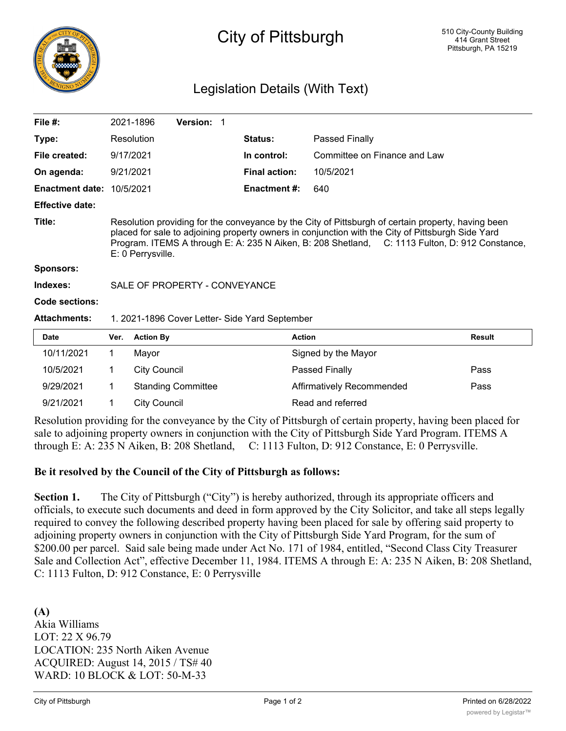# City of Pittsburgh

510 City-County Building
414 Grant Street
Pittsburgh, PA 15219

## Legislation Details (With Text)

| | | | | |
|---|---|---|---|---|
| **File #:** | 2021-1896 | **Version:** 1 | | |
| **Type:** | Resolution | | **Status:** | Passed Finally |
| **File created:** | 9/17/2021 | | **In control:** | Committee on Finance and Law |
| **On agenda:** | 9/21/2021 | | **Final action:** | 10/5/2021 |
| **Enactment date:** | 10/5/2021 | | **Enactment #:** | 640 |
| **Effective date:** | | | | |

**Title:** Resolution providing for the conveyance by the City of Pittsburgh of certain property, having been placed for sale to adjoining property owners in conjunction with the City of Pittsburgh Side Yard Program. ITEMS A through E: A: 235 N Aiken, B: 208 Shetland, C: 1113 Fulton, D: 912 Constance, E: 0 Perrysville.

**Sponsors:**

**Indexes:** SALE OF PROPERTY - CONVEYANCE

**Code sections:**

**Attachments:** 1. 2021-1896 Cover Letter- Side Yard September

| Date | Ver. | Action By | Action | Result |
|---|---|---|---|---|
| 10/11/2021 | 1 | Mayor | Signed by the Mayor | |
| 10/5/2021 | 1 | City Council | Passed Finally | Pass |
| 9/29/2021 | 1 | Standing Committee | Affirmatively Recommended | Pass |
| 9/21/2021 | 1 | City Council | Read and referred | |

Resolution providing for the conveyance by the City of Pittsburgh of certain property, having been placed for sale to adjoining property owners in conjunction with the City of Pittsburgh Side Yard Program. ITEMS A through E: A: 235 N Aiken, B: 208 Shetland, C: 1113 Fulton, D: 912 Constance, E: 0 Perrysville.

**Be it resolved by the Council of the City of Pittsburgh as follows:**

**Section 1.** The City of Pittsburgh ("City") is hereby authorized, through its appropriate officers and officials, to execute such documents and deed in form approved by the City Solicitor, and take all steps legally required to convey the following described property having been placed for sale by offering said property to adjoining property owners in conjunction with the City of Pittsburgh Side Yard Program, for the sum of $200.00 per parcel. Said sale being made under Act No. 171 of 1984, entitled, "Second Class City Treasurer Sale and Collection Act", effective December 11, 1984. ITEMS A through E: A: 235 N Aiken, B: 208 Shetland, C: 1113 Fulton, D: 912 Constance, E: 0 Perrysville

**(A)**
Akia Williams
LOT: 22 X 96.79
LOCATION: 235 North Aiken Avenue
ACQUIRED: August 14, 2015 / TS# 40
WARD: 10 BLOCK & LOT: 50-M-33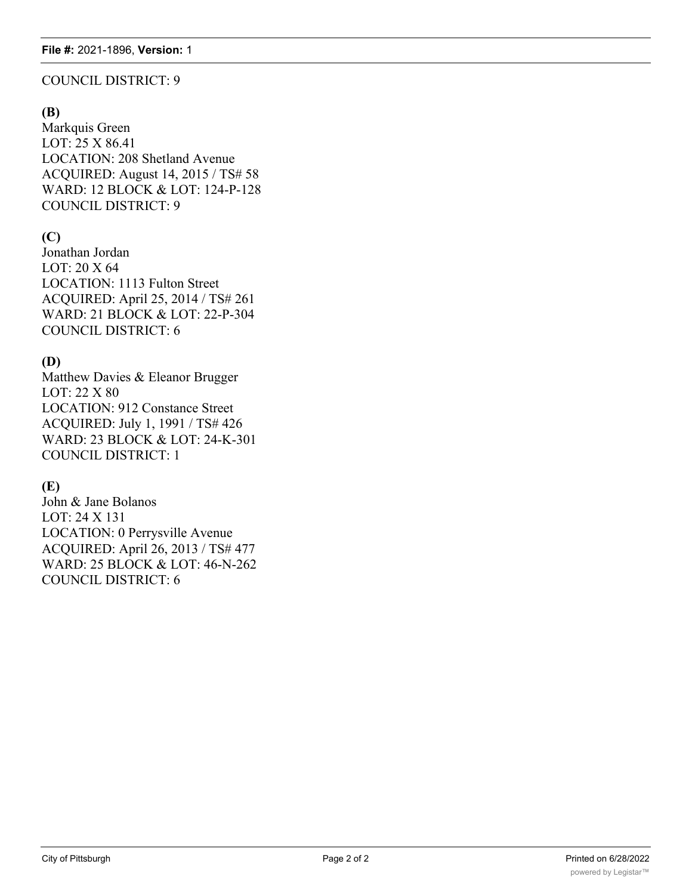COUNCIL DISTRICT: 9

**(B)**
Markquis Green
LOT: 25 X 86.41
LOCATION: 208 Shetland Avenue
ACQUIRED: August 14, 2015 / TS# 58
WARD: 12 BLOCK & LOT: 124-P-128
COUNCIL DISTRICT: 9

**(C)**
Jonathan Jordan
LOT: 20 X 64
LOCATION: 1113 Fulton Street
ACQUIRED: April 25, 2014 / TS# 261
WARD: 21 BLOCK & LOT: 22-P-304
COUNCIL DISTRICT: 6

**(D)**
Matthew Davies & Eleanor Brugger
LOT: 22 X 80
LOCATION: 912 Constance Street
ACQUIRED: July 1, 1991 / TS# 426
WARD: 23 BLOCK & LOT: 24-K-301
COUNCIL DISTRICT: 1

**(E)**
John & Jane Bolanos
LOT: 24 X 131
LOCATION: 0 Perrysville Avenue
ACQUIRED: April 26, 2013 / TS# 477
WARD: 25 BLOCK & LOT: 46-N-262
COUNCIL DISTRICT: 6